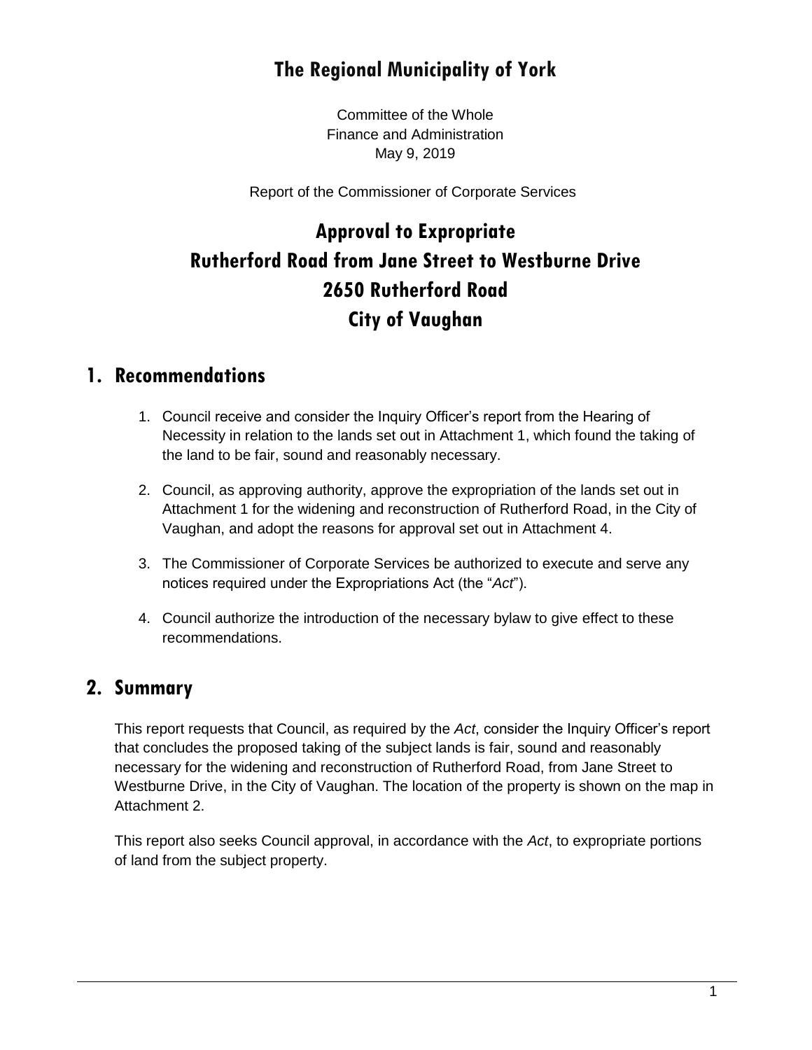# The Regional Municipality of York

Committee of the Whole
Finance and Administration
May 9, 2019

Report of the Commissioner of Corporate Services

# Approval to Expropriate Rutherford Road from Jane Street to Westburne Drive 2650 Rutherford Road City of Vaughan

## 1. Recommendations

1. Council receive and consider the Inquiry Officer's report from the Hearing of Necessity in relation to the lands set out in Attachment 1, which found the taking of the land to be fair, sound and reasonably necessary.
2. Council, as approving authority, approve the expropriation of the lands set out in Attachment 1 for the widening and reconstruction of Rutherford Road, in the City of Vaughan, and adopt the reasons for approval set out in Attachment 4.
3. The Commissioner of Corporate Services be authorized to execute and serve any notices required under the Expropriations Act (the "*Act*").
4. Council authorize the introduction of the necessary bylaw to give effect to these recommendations.

## 2. Summary

This report requests that Council, as required by the *Act*, consider the Inquiry Officer's report that concludes the proposed taking of the subject lands is fair, sound and reasonably necessary for the widening and reconstruction of Rutherford Road, from Jane Street to Westburne Drive, in the City of Vaughan. The location of the property is shown on the map in Attachment 2.

This report also seeks Council approval, in accordance with the *Act*, to expropriate portions of land from the subject property.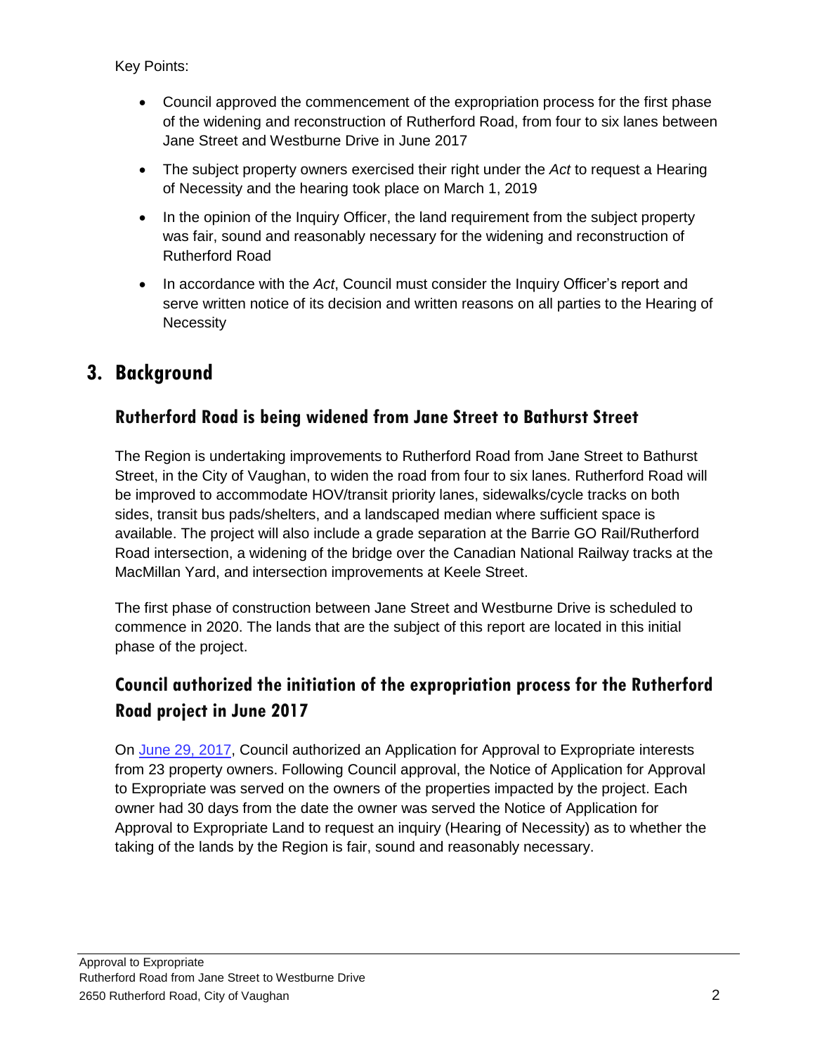Key Points:

- Council approved the commencement of the expropriation process for the first phase of the widening and reconstruction of Rutherford Road, from four to six lanes between Jane Street and Westburne Drive in June 2017
- The subject property owners exercised their right under the *Act* to request a Hearing of Necessity and the hearing took place on March 1, 2019
- In the opinion of the Inquiry Officer, the land requirement from the subject property was fair, sound and reasonably necessary for the widening and reconstruction of Rutherford Road
- In accordance with the *Act*, Council must consider the Inquiry Officer's report and serve written notice of its decision and written reasons on all parties to the Hearing of Necessity

## 3. Background

### Rutherford Road is being widened from Jane Street to Bathurst Street

The Region is undertaking improvements to Rutherford Road from Jane Street to Bathurst Street, in the City of Vaughan, to widen the road from four to six lanes. Rutherford Road will be improved to accommodate HOV/transit priority lanes, sidewalks/cycle tracks on both sides, transit bus pads/shelters, and a landscaped median where sufficient space is available. The project will also include a grade separation at the Barrie GO Rail/Rutherford Road intersection, a widening of the bridge over the Canadian National Railway tracks at the MacMillan Yard, and intersection improvements at Keele Street.

The first phase of construction between Jane Street and Westburne Drive is scheduled to commence in 2020. The lands that are the subject of this report are located in this initial phase of the project.

### Council authorized the initiation of the expropriation process for the Rutherford Road project in June 2017

On June 29, 2017, Council authorized an Application for Approval to Expropriate interests from 23 property owners. Following Council approval, the Notice of Application for Approval to Expropriate was served on the owners of the properties impacted by the project. Each owner had 30 days from the date the owner was served the Notice of Application for Approval to Expropriate Land to request an inquiry (Hearing of Necessity) as to whether the taking of the lands by the Region is fair, sound and reasonably necessary.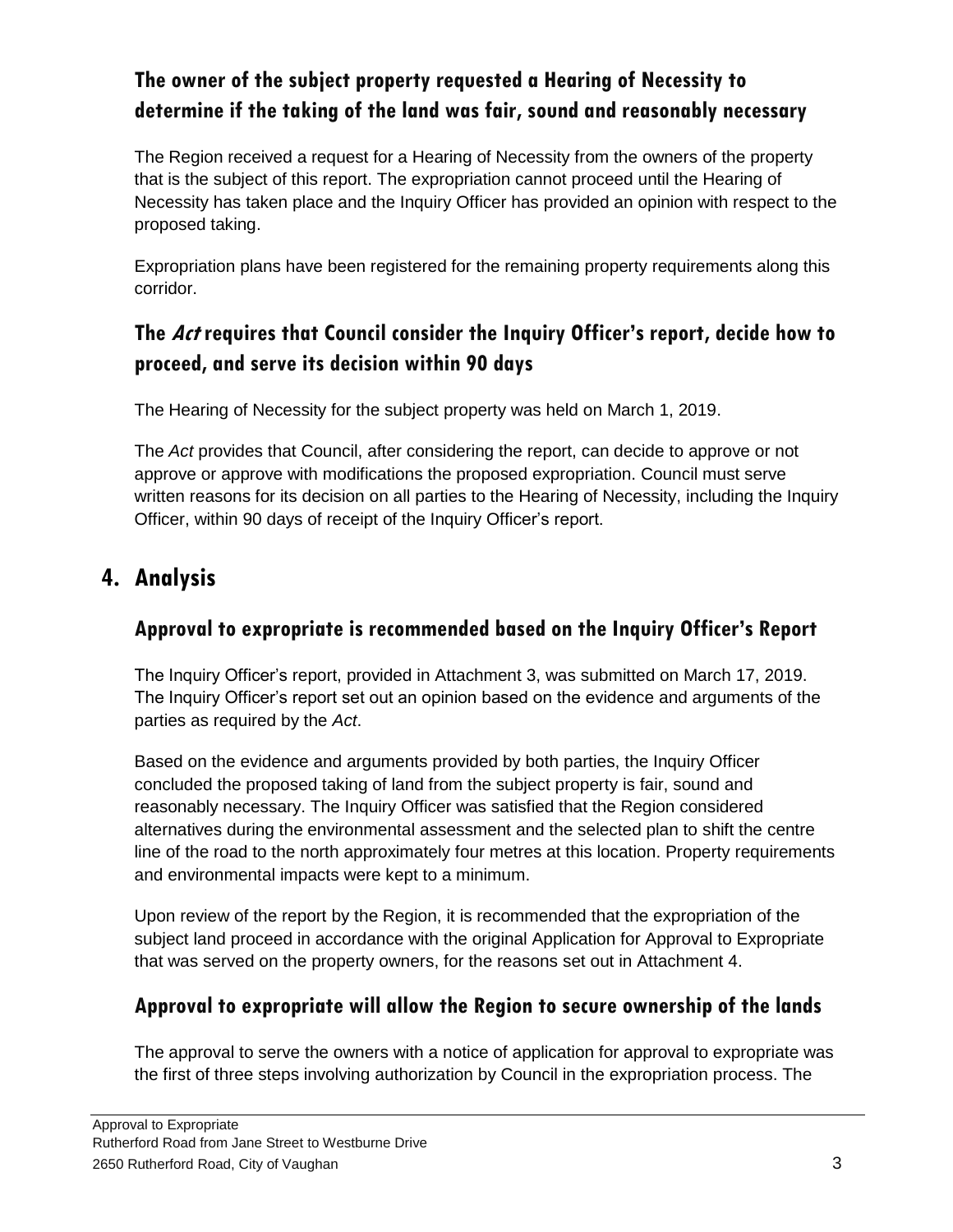### The owner of the subject property requested a Hearing of Necessity to determine if the taking of the land was fair, sound and reasonably necessary

The Region received a request for a Hearing of Necessity from the owners of the property that is the subject of this report. The expropriation cannot proceed until the Hearing of Necessity has taken place and the Inquiry Officer has provided an opinion with respect to the proposed taking.

Expropriation plans have been registered for the remaining property requirements along this corridor.

### The *Act* requires that Council consider the Inquiry Officer's report, decide how to proceed, and serve its decision within 90 days

The Hearing of Necessity for the subject property was held on March 1, 2019.

The *Act* provides that Council, after considering the report, can decide to approve or not approve or approve with modifications the proposed expropriation. Council must serve written reasons for its decision on all parties to the Hearing of Necessity, including the Inquiry Officer, within 90 days of receipt of the Inquiry Officer's report.

## 4. Analysis

### Approval to expropriate is recommended based on the Inquiry Officer's Report

The Inquiry Officer's report, provided in Attachment 3, was submitted on March 17, 2019. The Inquiry Officer's report set out an opinion based on the evidence and arguments of the parties as required by the *Act*.

Based on the evidence and arguments provided by both parties, the Inquiry Officer concluded the proposed taking of land from the subject property is fair, sound and reasonably necessary. The Inquiry Officer was satisfied that the Region considered alternatives during the environmental assessment and the selected plan to shift the centre line of the road to the north approximately four metres at this location. Property requirements and environmental impacts were kept to a minimum.

Upon review of the report by the Region, it is recommended that the expropriation of the subject land proceed in accordance with the original Application for Approval to Expropriate that was served on the property owners, for the reasons set out in Attachment 4.

### Approval to expropriate will allow the Region to secure ownership of the lands

The approval to serve the owners with a notice of application for approval to expropriate was the first of three steps involving authorization by Council in the expropriation process. The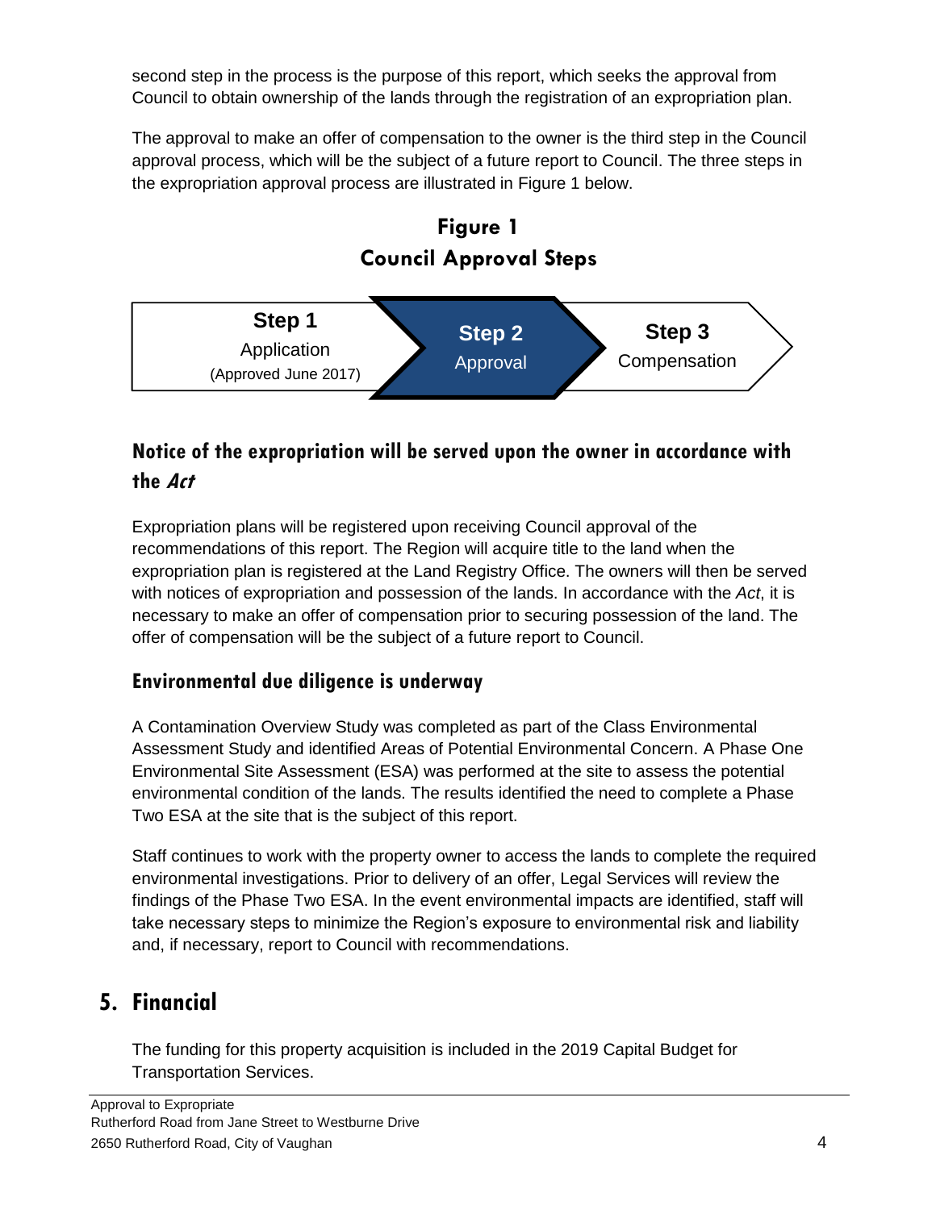second step in the process is the purpose of this report, which seeks the approval from Council to obtain ownership of the lands through the registration of an expropriation plan.

The approval to make an offer of compensation to the owner is the third step in the Council approval process, which will be the subject of a future report to Council. The three steps in the expropriation approval process are illustrated in Figure 1 below.

**Figure 1**
**Council Approval Steps**

| Step 1 | Step 2 | Step 3 |
|---|---|---|
| Application (Approved June 2017) | Approval | Compensation |

### Notice of the expropriation will be served upon the owner in accordance with the *Act*

Expropriation plans will be registered upon receiving Council approval of the recommendations of this report. The Region will acquire title to the land when the expropriation plan is registered at the Land Registry Office. The owners will then be served with notices of expropriation and possession of the lands. In accordance with the *Act*, it is necessary to make an offer of compensation prior to securing possession of the land. The offer of compensation will be the subject of a future report to Council.

### Environmental due diligence is underway

A Contamination Overview Study was completed as part of the Class Environmental Assessment Study and identified Areas of Potential Environmental Concern. A Phase One Environmental Site Assessment (ESA) was performed at the site to assess the potential environmental condition of the lands. The results identified the need to complete a Phase Two ESA at the site that is the subject of this report.

Staff continues to work with the property owner to access the lands to complete the required environmental investigations. Prior to delivery of an offer, Legal Services will review the findings of the Phase Two ESA. In the event environmental impacts are identified, staff will take necessary steps to minimize the Region's exposure to environmental risk and liability and, if necessary, report to Council with recommendations.

## 5. Financial

The funding for this property acquisition is included in the 2019 Capital Budget for Transportation Services.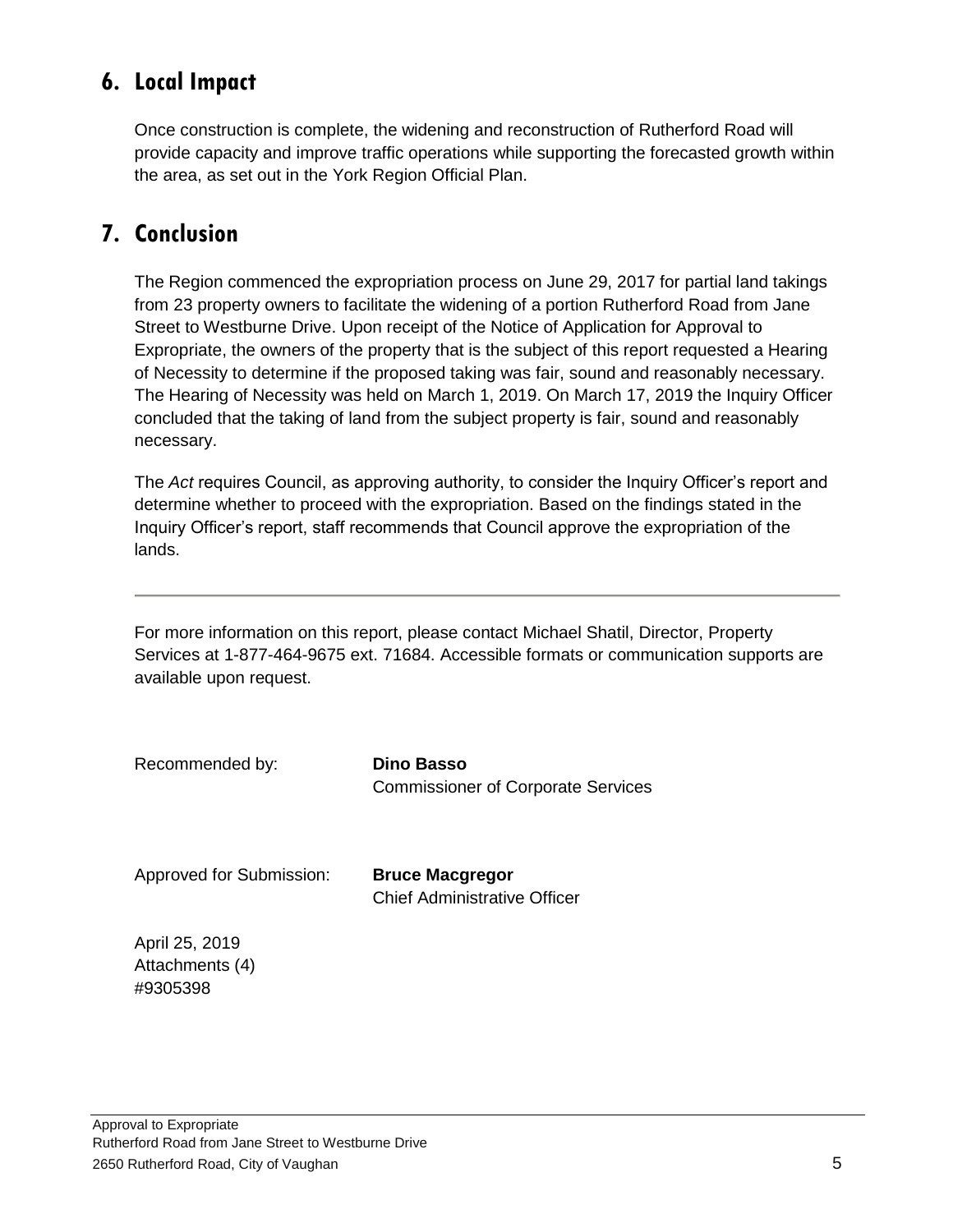## 6. Local Impact

Once construction is complete, the widening and reconstruction of Rutherford Road will provide capacity and improve traffic operations while supporting the forecasted growth within the area, as set out in the York Region Official Plan.

## 7. Conclusion

The Region commenced the expropriation process on June 29, 2017 for partial land takings from 23 property owners to facilitate the widening of a portion Rutherford Road from Jane Street to Westburne Drive. Upon receipt of the Notice of Application for Approval to Expropriate, the owners of the property that is the subject of this report requested a Hearing of Necessity to determine if the proposed taking was fair, sound and reasonably necessary. The Hearing of Necessity was held on March 1, 2019. On March 17, 2019 the Inquiry Officer concluded that the taking of land from the subject property is fair, sound and reasonably necessary.

The *Act* requires Council, as approving authority, to consider the Inquiry Officer's report and determine whether to proceed with the expropriation. Based on the findings stated in the Inquiry Officer's report, staff recommends that Council approve the expropriation of the lands.

---

For more information on this report, please contact Michael Shatil, Director, Property Services at 1-877-464-9675 ext. 71684. Accessible formats or communication supports are available upon request.

Recommended by: **Dino Basso**
Commissioner of Corporate Services

Approved for Submission: **Bruce Macgregor**
Chief Administrative Officer

April 25, 2019
Attachments (4)
#9305398